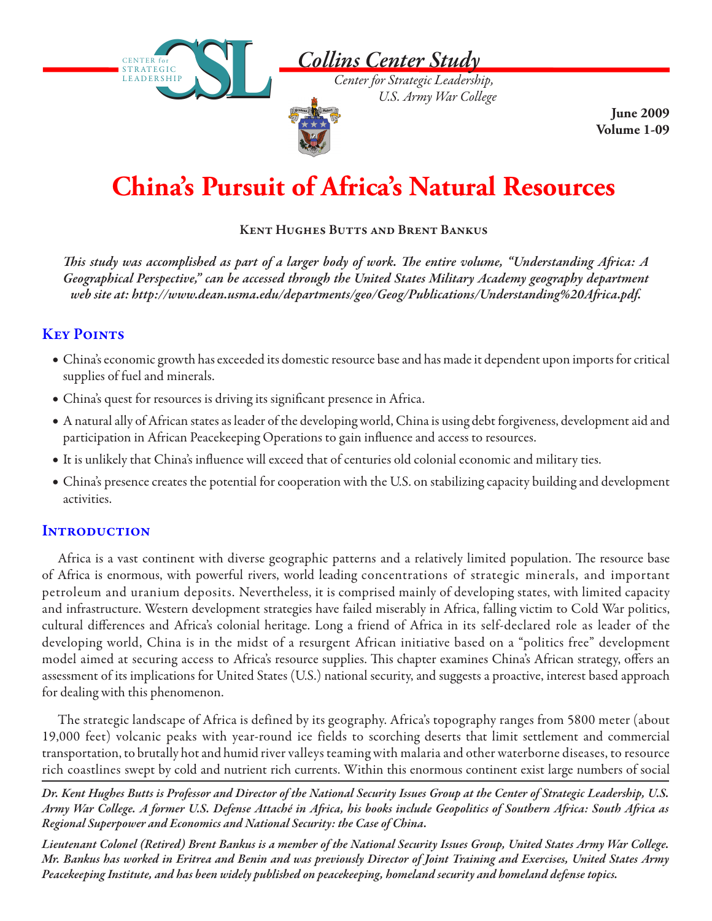*Collins Center Study*

*Center for Strategic Leadership, U.S. Army War College*

**June 2009**
**Volume 1-09**

# China's Pursuit of Africa's Natural Resources

**Kent Hughes Butts and Brent Bankus**

***This study was accomplished as part of a larger body of work. The entire volume, "Understanding Africa: A Geographical Perspective," can be accessed through the United States Military Academy geography department web site at: http://www.dean.usma.edu/departments/geo/Geog/Publications/Understanding%20Africa.pdf.***

## Key Points

- China's economic growth has exceeded its domestic resource base and has made it dependent upon imports for critical supplies of fuel and minerals.
- China's quest for resources is driving its significant presence in Africa.
- A natural ally of African states as leader of the developing world, China is using debt forgiveness, development aid and participation in African Peacekeeping Operations to gain influence and access to resources.
- It is unlikely that China's influence will exceed that of centuries old colonial economic and military ties.
- China's presence creates the potential for cooperation with the U.S. on stabilizing capacity building and development activities.

## Introduction

Africa is a vast continent with diverse geographic patterns and a relatively limited population. The resource base of Africa is enormous, with powerful rivers, world leading concentrations of strategic minerals, and important petroleum and uranium deposits. Nevertheless, it is comprised mainly of developing states, with limited capacity and infrastructure. Western development strategies have failed miserably in Africa, falling victim to Cold War politics, cultural differences and Africa's colonial heritage. Long a friend of Africa in its self-declared role as leader of the developing world, China is in the midst of a resurgent African initiative based on a "politics free" development model aimed at securing access to Africa's resource supplies. This chapter examines China's African strategy, offers an assessment of its implications for United States (U.S.) national security, and suggests a proactive, interest based approach for dealing with this phenomenon.

The strategic landscape of Africa is defined by its geography. Africa's topography ranges from 5800 meter (about 19,000 feet) volcanic peaks with year-round ice fields to scorching deserts that limit settlement and commercial transportation, to brutally hot and humid river valleys teaming with malaria and other waterborne diseases, to resource rich coastlines swept by cold and nutrient rich currents. Within this enormous continent exist large numbers of social

---

***Dr. Kent Hughes Butts is Professor and Director of the National Security Issues Group at the Center of Strategic Leadership, U.S. Army War College. A former U.S. Defense Attaché in Africa, his books include Geopolitics of Southern Africa: South Africa as Regional Superpower and Economics and National Security: the Case of China.***

***Lieutenant Colonel (Retired) Brent Bankus is a member of the National Security Issues Group, United States Army War College. Mr. Bankus has worked in Eritrea and Benin and was previously Director of Joint Training and Exercises, United States Army Peacekeeping Institute, and has been widely published on peacekeeping, homeland security and homeland defense topics.***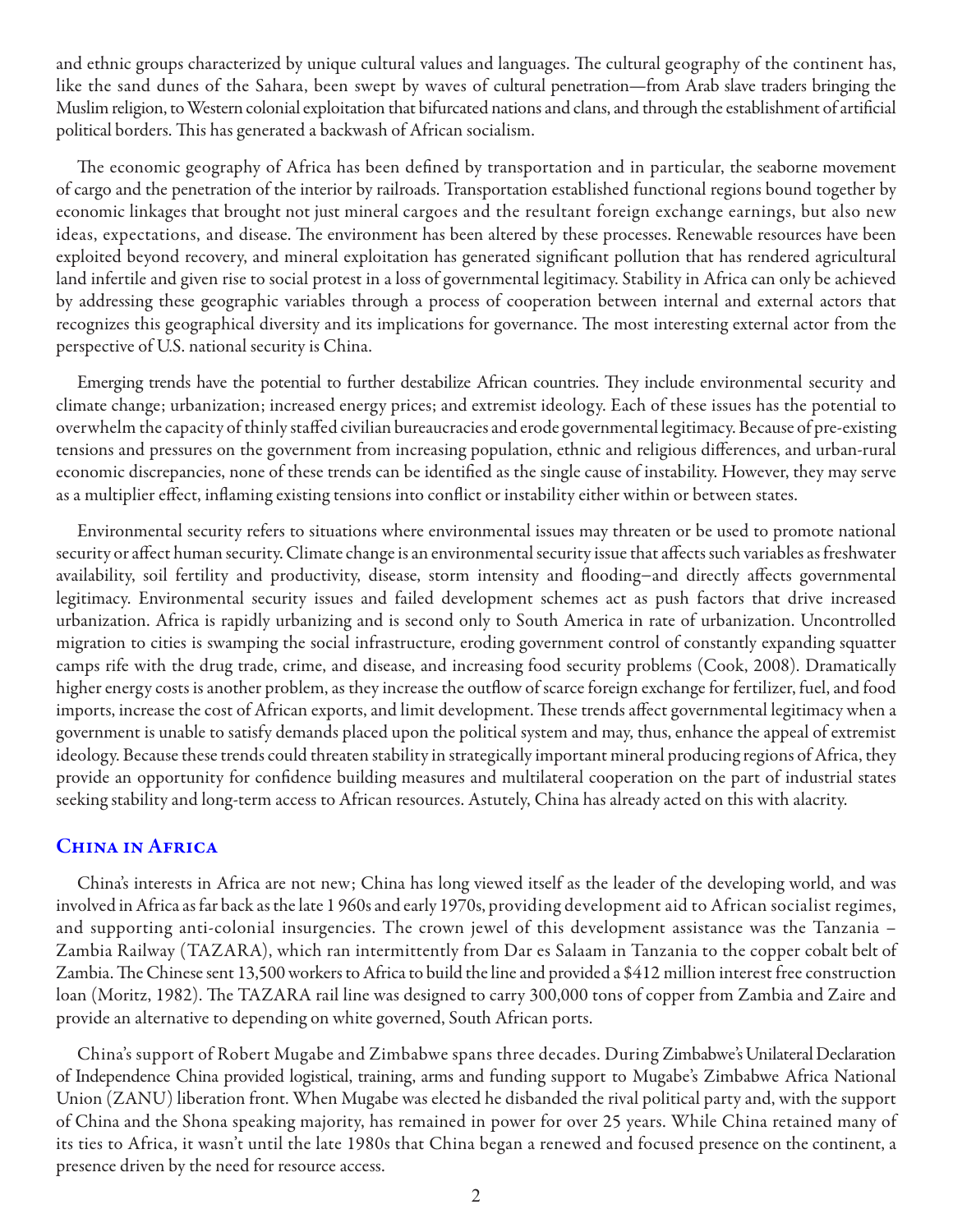and ethnic groups characterized by unique cultural values and languages. The cultural geography of the continent has, like the sand dunes of the Sahara, been swept by waves of cultural penetration—from Arab slave traders bringing the Muslim religion, to Western colonial exploitation that bifurcated nations and clans, and through the establishment of artificial political borders. This has generated a backwash of African socialism.

The economic geography of Africa has been defined by transportation and in particular, the seaborne movement of cargo and the penetration of the interior by railroads. Transportation established functional regions bound together by economic linkages that brought not just mineral cargoes and the resultant foreign exchange earnings, but also new ideas, expectations, and disease. The environment has been altered by these processes. Renewable resources have been exploited beyond recovery, and mineral exploitation has generated significant pollution that has rendered agricultural land infertile and given rise to social protest in a loss of governmental legitimacy. Stability in Africa can only be achieved by addressing these geographic variables through a process of cooperation between internal and external actors that recognizes this geographical diversity and its implications for governance. The most interesting external actor from the perspective of U.S. national security is China.

Emerging trends have the potential to further destabilize African countries. They include environmental security and climate change; urbanization; increased energy prices; and extremist ideology. Each of these issues has the potential to overwhelm the capacity of thinly staffed civilian bureaucracies and erode governmental legitimacy. Because of pre-existing tensions and pressures on the government from increasing population, ethnic and religious differences, and urban-rural economic discrepancies, none of these trends can be identified as the single cause of instability. However, they may serve as a multiplier effect, inflaming existing tensions into conflict or instability either within or between states.

Environmental security refers to situations where environmental issues may threaten or be used to promote national security or affect human security. Climate change is an environmental security issue that affects such variables as freshwater availability, soil fertility and productivity, disease, storm intensity and flooding–and directly affects governmental legitimacy. Environmental security issues and failed development schemes act as push factors that drive increased urbanization. Africa is rapidly urbanizing and is second only to South America in rate of urbanization. Uncontrolled migration to cities is swamping the social infrastructure, eroding government control of constantly expanding squatter camps rife with the drug trade, crime, and disease, and increasing food security problems (Cook, 2008). Dramatically higher energy costs is another problem, as they increase the outflow of scarce foreign exchange for fertilizer, fuel, and food imports, increase the cost of African exports, and limit development. These trends affect governmental legitimacy when a government is unable to satisfy demands placed upon the political system and may, thus, enhance the appeal of extremist ideology. Because these trends could threaten stability in strategically important mineral producing regions of Africa, they provide an opportunity for confidence building measures and multilateral cooperation on the part of industrial states seeking stability and long-term access to African resources. Astutely, China has already acted on this with alacrity.

## China in Africa

China's interests in Africa are not new; China has long viewed itself as the leader of the developing world, and was involved in Africa as far back as the late 1 960s and early 1970s, providing development aid to African socialist regimes, and supporting anti-colonial insurgencies. The crown jewel of this development assistance was the Tanzania – Zambia Railway (TAZARA), which ran intermittently from Dar es Salaam in Tanzania to the copper cobalt belt of Zambia. The Chinese sent 13,500 workers to Africa to build the line and provided a $412 million interest free construction loan (Moritz, 1982). The TAZARA rail line was designed to carry 300,000 tons of copper from Zambia and Zaire and provide an alternative to depending on white governed, South African ports.

China's support of Robert Mugabe and Zimbabwe spans three decades. During Zimbabwe's Unilateral Declaration of Independence China provided logistical, training, arms and funding support to Mugabe's Zimbabwe Africa National Union (ZANU) liberation front. When Mugabe was elected he disbanded the rival political party and, with the support of China and the Shona speaking majority, has remained in power for over 25 years. While China retained many of its ties to Africa, it wasn't until the late 1980s that China began a renewed and focused presence on the continent, a presence driven by the need for resource access.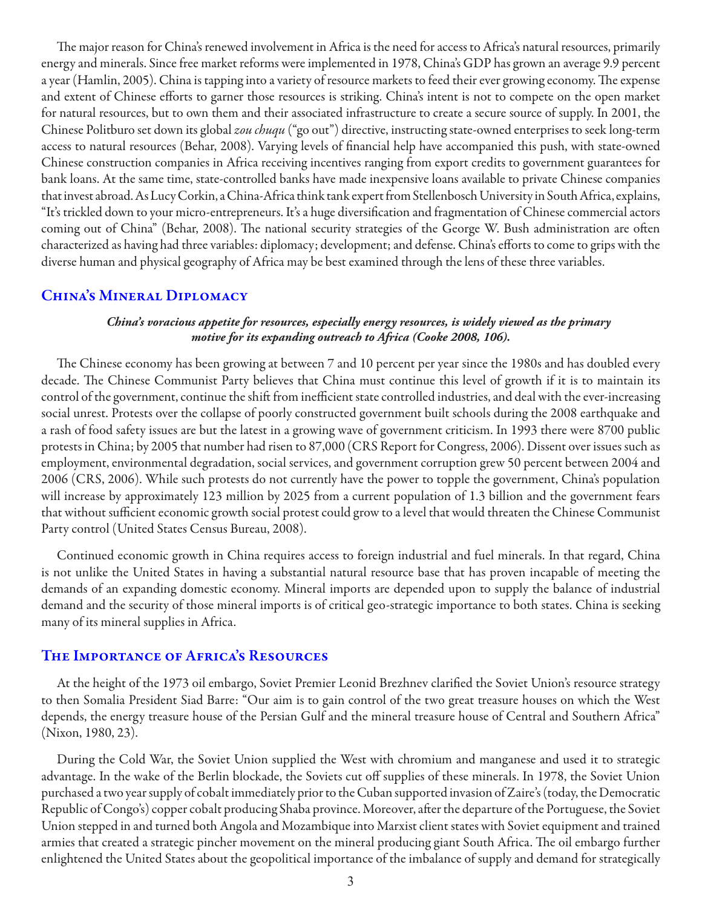The major reason for China's renewed involvement in Africa is the need for access to Africa's natural resources, primarily energy and minerals. Since free market reforms were implemented in 1978, China's GDP has grown an average 9.9 percent a year (Hamlin, 2005). China is tapping into a variety of resource markets to feed their ever growing economy. The expense and extent of Chinese efforts to garner those resources is striking. China's intent is not to compete on the open market for natural resources, but to own them and their associated infrastructure to create a secure source of supply. In 2001, the Chinese Politburo set down its global *zou chuqu* ("go out") directive, instructing state-owned enterprises to seek long-term access to natural resources (Behar, 2008). Varying levels of financial help have accompanied this push, with state-owned Chinese construction companies in Africa receiving incentives ranging from export credits to government guarantees for bank loans. At the same time, state-controlled banks have made inexpensive loans available to private Chinese companies that invest abroad. As Lucy Corkin, a China-Africa think tank expert from Stellenbosch University in South Africa, explains, "It's trickled down to your micro-entrepreneurs. It's a huge diversification and fragmentation of Chinese commercial actors coming out of China" (Behar, 2008). The national security strategies of the George W. Bush administration are often characterized as having had three variables: diplomacy; development; and defense. China's efforts to come to grips with the diverse human and physical geography of Africa may be best examined through the lens of these three variables.

## China's Mineral Diplomacy

***China's voracious appetite for resources, especially energy resources, is widely viewed as the primary motive for its expanding outreach to Africa (Cooke 2008, 106).***

The Chinese economy has been growing at between 7 and 10 percent per year since the 1980s and has doubled every decade. The Chinese Communist Party believes that China must continue this level of growth if it is to maintain its control of the government, continue the shift from inefficient state controlled industries, and deal with the ever-increasing social unrest. Protests over the collapse of poorly constructed government built schools during the 2008 earthquake and a rash of food safety issues are but the latest in a growing wave of government criticism. In 1993 there were 8700 public protests in China; by 2005 that number had risen to 87,000 (CRS Report for Congress, 2006). Dissent over issues such as employment, environmental degradation, social services, and government corruption grew 50 percent between 2004 and 2006 (CRS, 2006). While such protests do not currently have the power to topple the government, China's population will increase by approximately 123 million by 2025 from a current population of 1.3 billion and the government fears that without sufficient economic growth social protest could grow to a level that would threaten the Chinese Communist Party control (United States Census Bureau, 2008).

Continued economic growth in China requires access to foreign industrial and fuel minerals. In that regard, China is not unlike the United States in having a substantial natural resource base that has proven incapable of meeting the demands of an expanding domestic economy. Mineral imports are depended upon to supply the balance of industrial demand and the security of those mineral imports is of critical geo-strategic importance to both states. China is seeking many of its mineral supplies in Africa.

## The Importance of Africa's Resources

At the height of the 1973 oil embargo, Soviet Premier Leonid Brezhnev clarified the Soviet Union's resource strategy to then Somalia President Siad Barre: "Our aim is to gain control of the two great treasure houses on which the West depends, the energy treasure house of the Persian Gulf and the mineral treasure house of Central and Southern Africa" (Nixon, 1980, 23).

During the Cold War, the Soviet Union supplied the West with chromium and manganese and used it to strategic advantage. In the wake of the Berlin blockade, the Soviets cut off supplies of these minerals. In 1978, the Soviet Union purchased a two year supply of cobalt immediately prior to the Cuban supported invasion of Zaire's (today, the Democratic Republic of Congo's) copper cobalt producing Shaba province. Moreover, after the departure of the Portuguese, the Soviet Union stepped in and turned both Angola and Mozambique into Marxist client states with Soviet equipment and trained armies that created a strategic pincher movement on the mineral producing giant South Africa. The oil embargo further enlightened the United States about the geopolitical importance of the imbalance of supply and demand for strategically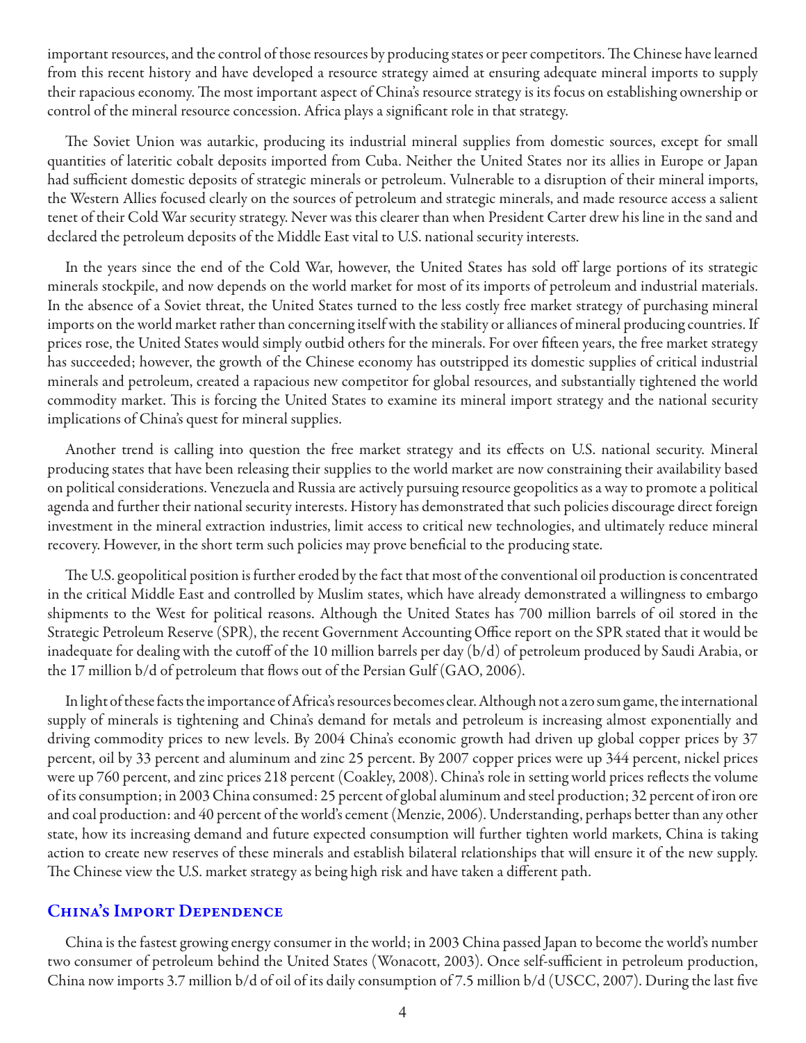important resources, and the control of those resources by producing states or peer competitors. The Chinese have learned from this recent history and have developed a resource strategy aimed at ensuring adequate mineral imports to supply their rapacious economy. The most important aspect of China's resource strategy is its focus on establishing ownership or control of the mineral resource concession. Africa plays a significant role in that strategy.

The Soviet Union was autarkic, producing its industrial mineral supplies from domestic sources, except for small quantities of lateritic cobalt deposits imported from Cuba. Neither the United States nor its allies in Europe or Japan had sufficient domestic deposits of strategic minerals or petroleum. Vulnerable to a disruption of their mineral imports, the Western Allies focused clearly on the sources of petroleum and strategic minerals, and made resource access a salient tenet of their Cold War security strategy. Never was this clearer than when President Carter drew his line in the sand and declared the petroleum deposits of the Middle East vital to U.S. national security interests.

In the years since the end of the Cold War, however, the United States has sold off large portions of its strategic minerals stockpile, and now depends on the world market for most of its imports of petroleum and industrial materials. In the absence of a Soviet threat, the United States turned to the less costly free market strategy of purchasing mineral imports on the world market rather than concerning itself with the stability or alliances of mineral producing countries. If prices rose, the United States would simply outbid others for the minerals. For over fifteen years, the free market strategy has succeeded; however, the growth of the Chinese economy has outstripped its domestic supplies of critical industrial minerals and petroleum, created a rapacious new competitor for global resources, and substantially tightened the world commodity market. This is forcing the United States to examine its mineral import strategy and the national security implications of China's quest for mineral supplies.

Another trend is calling into question the free market strategy and its effects on U.S. national security. Mineral producing states that have been releasing their supplies to the world market are now constraining their availability based on political considerations. Venezuela and Russia are actively pursuing resource geopolitics as a way to promote a political agenda and further their national security interests. History has demonstrated that such policies discourage direct foreign investment in the mineral extraction industries, limit access to critical new technologies, and ultimately reduce mineral recovery. However, in the short term such policies may prove beneficial to the producing state.

The U.S. geopolitical position is further eroded by the fact that most of the conventional oil production is concentrated in the critical Middle East and controlled by Muslim states, which have already demonstrated a willingness to embargo shipments to the West for political reasons. Although the United States has 700 million barrels of oil stored in the Strategic Petroleum Reserve (SPR), the recent Government Accounting Office report on the SPR stated that it would be inadequate for dealing with the cutoff of the 10 million barrels per day (b/d) of petroleum produced by Saudi Arabia, or the 17 million b/d of petroleum that flows out of the Persian Gulf (GAO, 2006).

In light of these facts the importance of Africa's resources becomes clear. Although not a zero sum game, the international supply of minerals is tightening and China's demand for metals and petroleum is increasing almost exponentially and driving commodity prices to new levels. By 2004 China's economic growth had driven up global copper prices by 37 percent, oil by 33 percent and aluminum and zinc 25 percent. By 2007 copper prices were up 344 percent, nickel prices were up 760 percent, and zinc prices 218 percent (Coakley, 2008). China's role in setting world prices reflects the volume of its consumption; in 2003 China consumed: 25 percent of global aluminum and steel production; 32 percent of iron ore and coal production: and 40 percent of the world's cement (Menzie, 2006). Understanding, perhaps better than any other state, how its increasing demand and future expected consumption will further tighten world markets, China is taking action to create new reserves of these minerals and establish bilateral relationships that will ensure it of the new supply. The Chinese view the U.S. market strategy as being high risk and have taken a different path.

## China's Import Dependence

China is the fastest growing energy consumer in the world; in 2003 China passed Japan to become the world's number two consumer of petroleum behind the United States (Wonacott, 2003). Once self-sufficient in petroleum production, China now imports 3.7 million b/d of oil of its daily consumption of 7.5 million b/d (USCC, 2007). During the last five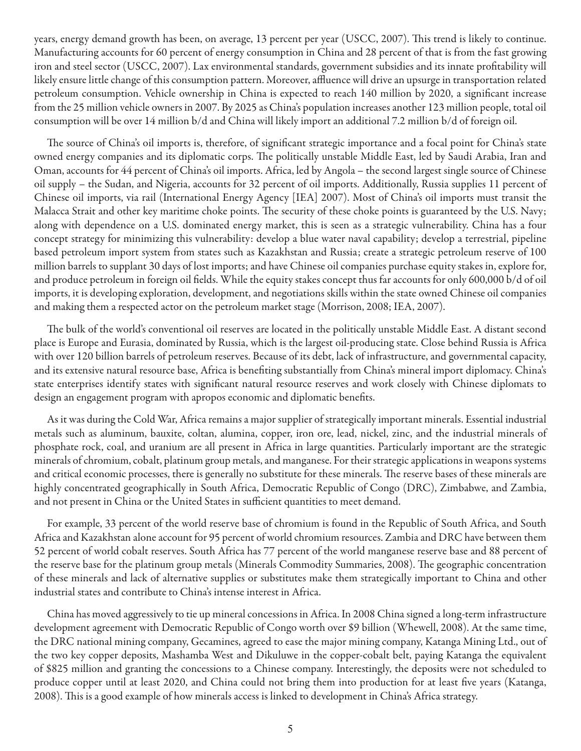years, energy demand growth has been, on average, 13 percent per year (USCC, 2007). This trend is likely to continue. Manufacturing accounts for 60 percent of energy consumption in China and 28 percent of that is from the fast growing iron and steel sector (USCC, 2007). Lax environmental standards, government subsidies and its innate profitability will likely ensure little change of this consumption pattern. Moreover, affluence will drive an upsurge in transportation related petroleum consumption. Vehicle ownership in China is expected to reach 140 million by 2020, a significant increase from the 25 million vehicle owners in 2007. By 2025 as China's population increases another 123 million people, total oil consumption will be over 14 million b/d and China will likely import an additional 7.2 million b/d of foreign oil.

The source of China's oil imports is, therefore, of significant strategic importance and a focal point for China's state owned energy companies and its diplomatic corps. The politically unstable Middle East, led by Saudi Arabia, Iran and Oman, accounts for 44 percent of China's oil imports. Africa, led by Angola – the second largest single source of Chinese oil supply – the Sudan, and Nigeria, accounts for 32 percent of oil imports. Additionally, Russia supplies 11 percent of Chinese oil imports, via rail (International Energy Agency [IEA] 2007). Most of China's oil imports must transit the Malacca Strait and other key maritime choke points. The security of these choke points is guaranteed by the U.S. Navy; along with dependence on a U.S. dominated energy market, this is seen as a strategic vulnerability. China has a four concept strategy for minimizing this vulnerability: develop a blue water naval capability; develop a terrestrial, pipeline based petroleum import system from states such as Kazakhstan and Russia; create a strategic petroleum reserve of 100 million barrels to supplant 30 days of lost imports; and have Chinese oil companies purchase equity stakes in, explore for, and produce petroleum in foreign oil fields. While the equity stakes concept thus far accounts for only 600,000 b/d of oil imports, it is developing exploration, development, and negotiations skills within the state owned Chinese oil companies and making them a respected actor on the petroleum market stage (Morrison, 2008; IEA, 2007).

The bulk of the world's conventional oil reserves are located in the politically unstable Middle East. A distant second place is Europe and Eurasia, dominated by Russia, which is the largest oil-producing state. Close behind Russia is Africa with over 120 billion barrels of petroleum reserves. Because of its debt, lack of infrastructure, and governmental capacity, and its extensive natural resource base, Africa is benefiting substantially from China's mineral import diplomacy. China's state enterprises identify states with significant natural resource reserves and work closely with Chinese diplomats to design an engagement program with apropos economic and diplomatic benefits.

As it was during the Cold War, Africa remains a major supplier of strategically important minerals. Essential industrial metals such as aluminum, bauxite, coltan, alumina, copper, iron ore, lead, nickel, zinc, and the industrial minerals of phosphate rock, coal, and uranium are all present in Africa in large quantities. Particularly important are the strategic minerals of chromium, cobalt, platinum group metals, and manganese. For their strategic applications in weapons systems and critical economic processes, there is generally no substitute for these minerals. The reserve bases of these minerals are highly concentrated geographically in South Africa, Democratic Republic of Congo (DRC), Zimbabwe, and Zambia, and not present in China or the United States in sufficient quantities to meet demand.

For example, 33 percent of the world reserve base of chromium is found in the Republic of South Africa, and South Africa and Kazakhstan alone account for 95 percent of world chromium resources. Zambia and DRC have between them 52 percent of world cobalt reserves. South Africa has 77 percent of the world manganese reserve base and 88 percent of the reserve base for the platinum group metals (Minerals Commodity Summaries, 2008). The geographic concentration of these minerals and lack of alternative supplies or substitutes make them strategically important to China and other industrial states and contribute to China's intense interest in Africa.

China has moved aggressively to tie up mineral concessions in Africa. In 2008 China signed a long-term infrastructure development agreement with Democratic Republic of Congo worth over $9 billion (Whewell, 2008). At the same time, the DRC national mining company, Gecamines, agreed to ease the major mining company, Katanga Mining Ltd., out of the two key copper deposits, Mashamba West and Dikuluwe in the copper-cobalt belt, paying Katanga the equivalent of $825 million and granting the concessions to a Chinese company. Interestingly, the deposits were not scheduled to produce copper until at least 2020, and China could not bring them into production for at least five years (Katanga, 2008). This is a good example of how minerals access is linked to development in China's Africa strategy.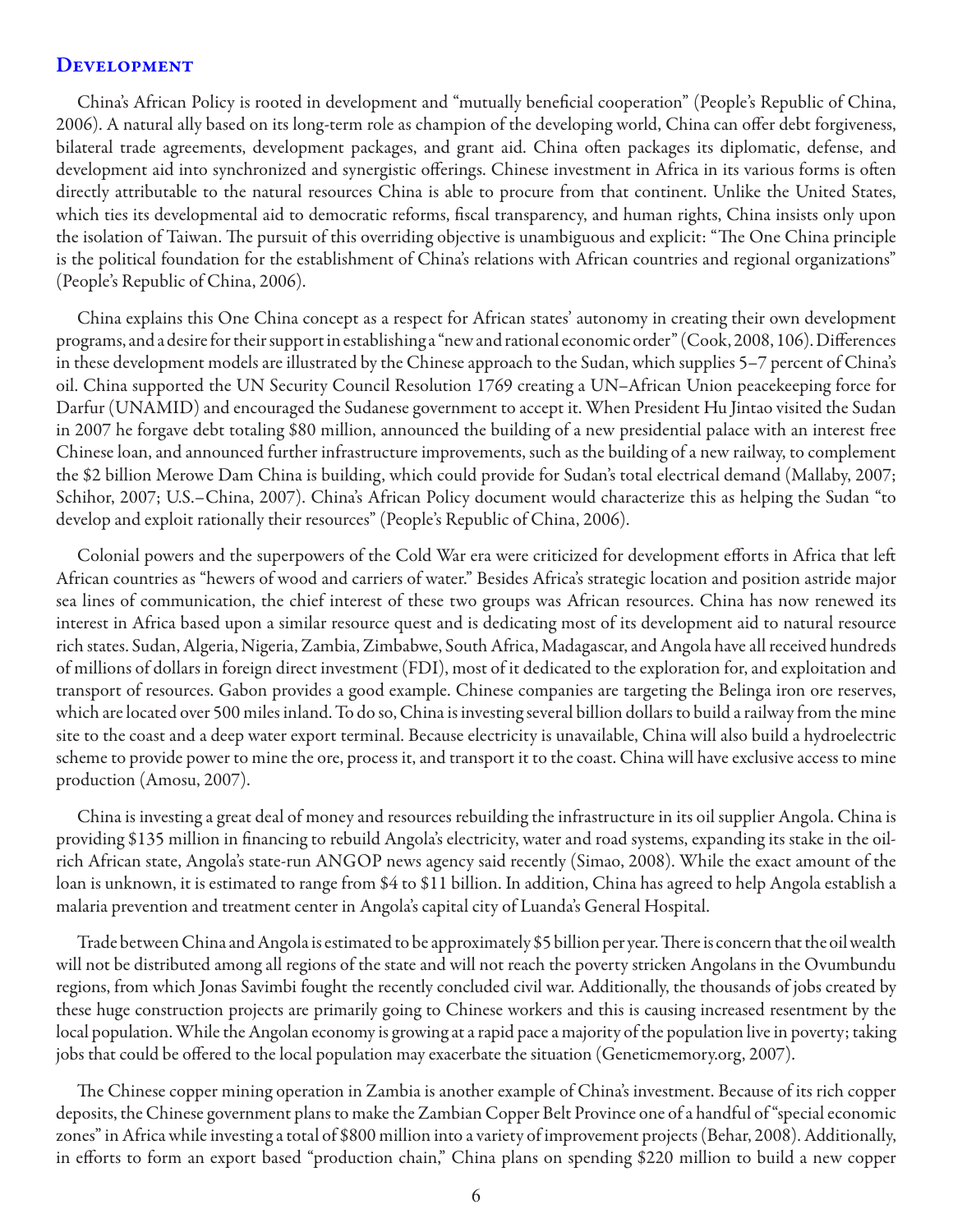## Development

China's African Policy is rooted in development and "mutually beneficial cooperation" (People's Republic of China, 2006). A natural ally based on its long-term role as champion of the developing world, China can offer debt forgiveness, bilateral trade agreements, development packages, and grant aid. China often packages its diplomatic, defense, and development aid into synchronized and synergistic offerings. Chinese investment in Africa in its various forms is often directly attributable to the natural resources China is able to procure from that continent. Unlike the United States, which ties its developmental aid to democratic reforms, fiscal transparency, and human rights, China insists only upon the isolation of Taiwan. The pursuit of this overriding objective is unambiguous and explicit: "The One China principle is the political foundation for the establishment of China's relations with African countries and regional organizations" (People's Republic of China, 2006).

China explains this One China concept as a respect for African states' autonomy in creating their own development programs, and a desire for their support in establishing a "new and rational economic order" (Cook, 2008, 106). Differences in these development models are illustrated by the Chinese approach to the Sudan, which supplies 5–7 percent of China's oil. China supported the UN Security Council Resolution 1769 creating a UN–African Union peacekeeping force for Darfur (UNAMID) and encouraged the Sudanese government to accept it. When President Hu Jintao visited the Sudan in 2007 he forgave debt totaling $80 million, announced the building of a new presidential palace with an interest free Chinese loan, and announced further infrastructure improvements, such as the building of a new railway, to complement the $2 billion Merowe Dam China is building, which could provide for Sudan's total electrical demand (Mallaby, 2007; Schihor, 2007; U.S.–China, 2007). China's African Policy document would characterize this as helping the Sudan "to develop and exploit rationally their resources" (People's Republic of China, 2006).

Colonial powers and the superpowers of the Cold War era were criticized for development efforts in Africa that left African countries as "hewers of wood and carriers of water." Besides Africa's strategic location and position astride major sea lines of communication, the chief interest of these two groups was African resources. China has now renewed its interest in Africa based upon a similar resource quest and is dedicating most of its development aid to natural resource rich states. Sudan, Algeria, Nigeria, Zambia, Zimbabwe, South Africa, Madagascar, and Angola have all received hundreds of millions of dollars in foreign direct investment (FDI), most of it dedicated to the exploration for, and exploitation and transport of resources. Gabon provides a good example. Chinese companies are targeting the Belinga iron ore reserves, which are located over 500 miles inland. To do so, China is investing several billion dollars to build a railway from the mine site to the coast and a deep water export terminal. Because electricity is unavailable, China will also build a hydroelectric scheme to provide power to mine the ore, process it, and transport it to the coast. China will have exclusive access to mine production (Amosu, 2007).

China is investing a great deal of money and resources rebuilding the infrastructure in its oil supplier Angola. China is providing $135 million in financing to rebuild Angola's electricity, water and road systems, expanding its stake in the oil-rich African state, Angola's state-run ANGOP news agency said recently (Simao, 2008). While the exact amount of the loan is unknown, it is estimated to range from $4 to $11 billion. In addition, China has agreed to help Angola establish a malaria prevention and treatment center in Angola's capital city of Luanda's General Hospital.

Trade between China and Angola is estimated to be approximately $5 billion per year. There is concern that the oil wealth will not be distributed among all regions of the state and will not reach the poverty stricken Angolans in the Ovumbundu regions, from which Jonas Savimbi fought the recently concluded civil war. Additionally, the thousands of jobs created by these huge construction projects are primarily going to Chinese workers and this is causing increased resentment by the local population. While the Angolan economy is growing at a rapid pace a majority of the population live in poverty; taking jobs that could be offered to the local population may exacerbate the situation (Geneticmemory.org, 2007).

The Chinese copper mining operation in Zambia is another example of China's investment. Because of its rich copper deposits, the Chinese government plans to make the Zambian Copper Belt Province one of a handful of "special economic zones" in Africa while investing a total of $800 million into a variety of improvement projects (Behar, 2008). Additionally, in efforts to form an export based "production chain," China plans on spending $220 million to build a new copper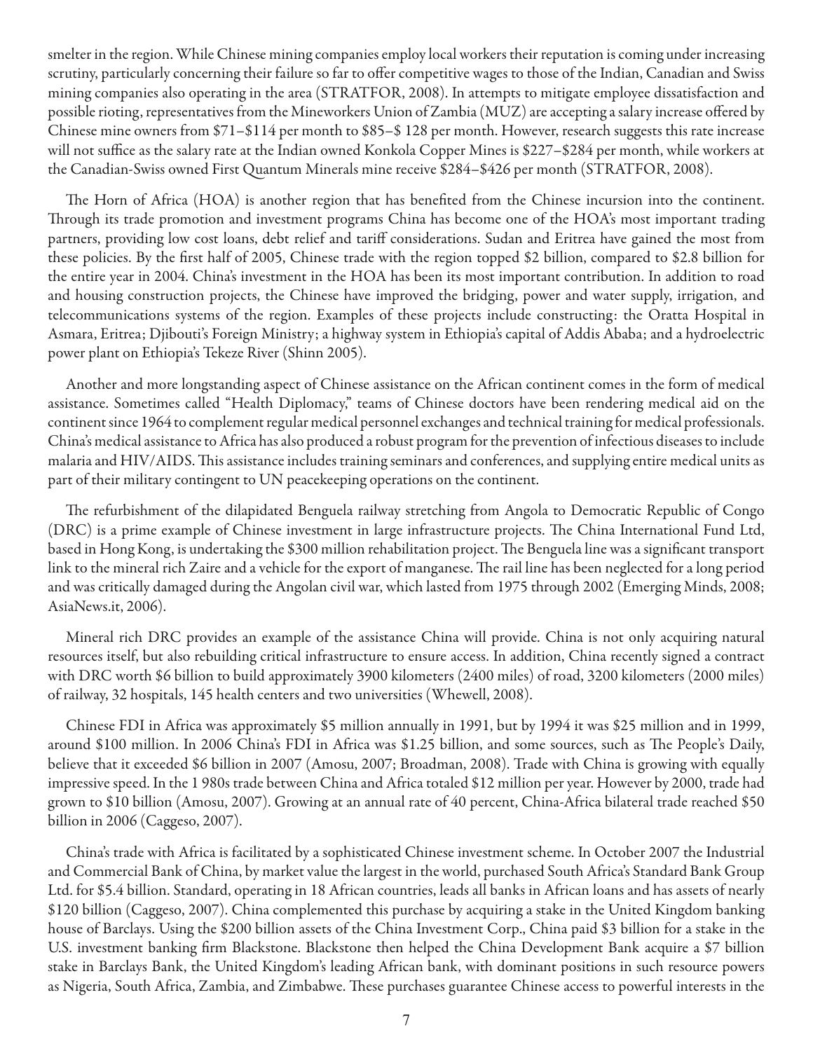smelter in the region. While Chinese mining companies employ local workers their reputation is coming under increasing scrutiny, particularly concerning their failure so far to offer competitive wages to those of the Indian, Canadian and Swiss mining companies also operating in the area (STRATFOR, 2008). In attempts to mitigate employee dissatisfaction and possible rioting, representatives from the Mineworkers Union of Zambia (MUZ) are accepting a salary increase offered by Chinese mine owners from \$71–\$114 per month to \$85–\$ 128 per month. However, research suggests this rate increase will not suffice as the salary rate at the Indian owned Konkola Copper Mines is \$227–\$284 per month, while workers at the Canadian-Swiss owned First Quantum Minerals mine receive \$284–\$426 per month (STRATFOR, 2008).

The Horn of Africa (HOA) is another region that has benefited from the Chinese incursion into the continent. Through its trade promotion and investment programs China has become one of the HOA's most important trading partners, providing low cost loans, debt relief and tariff considerations. Sudan and Eritrea have gained the most from these policies. By the first half of 2005, Chinese trade with the region topped \$2 billion, compared to \$2.8 billion for the entire year in 2004. China's investment in the HOA has been its most important contribution. In addition to road and housing construction projects, the Chinese have improved the bridging, power and water supply, irrigation, and telecommunications systems of the region. Examples of these projects include constructing: the Oratta Hospital in Asmara, Eritrea; Djibouti's Foreign Ministry; a highway system in Ethiopia's capital of Addis Ababa; and a hydroelectric power plant on Ethiopia's Tekeze River (Shinn 2005).

Another and more longstanding aspect of Chinese assistance on the African continent comes in the form of medical assistance. Sometimes called "Health Diplomacy," teams of Chinese doctors have been rendering medical aid on the continent since 1964 to complement regular medical personnel exchanges and technical training for medical professionals. China's medical assistance to Africa has also produced a robust program for the prevention of infectious diseases to include malaria and HIV/AIDS. This assistance includes training seminars and conferences, and supplying entire medical units as part of their military contingent to UN peacekeeping operations on the continent.

The refurbishment of the dilapidated Benguela railway stretching from Angola to Democratic Republic of Congo (DRC) is a prime example of Chinese investment in large infrastructure projects. The China International Fund Ltd, based in Hong Kong, is undertaking the \$300 million rehabilitation project. The Benguela line was a significant transport link to the mineral rich Zaire and a vehicle for the export of manganese. The rail line has been neglected for a long period and was critically damaged during the Angolan civil war, which lasted from 1975 through 2002 (Emerging Minds, 2008; AsiaNews.it, 2006).

Mineral rich DRC provides an example of the assistance China will provide. China is not only acquiring natural resources itself, but also rebuilding critical infrastructure to ensure access. In addition, China recently signed a contract with DRC worth \$6 billion to build approximately 3900 kilometers (2400 miles) of road, 3200 kilometers (2000 miles) of railway, 32 hospitals, 145 health centers and two universities (Whewell, 2008).

Chinese FDI in Africa was approximately \$5 million annually in 1991, but by 1994 it was \$25 million and in 1999, around \$100 million. In 2006 China's FDI in Africa was \$1.25 billion, and some sources, such as The People's Daily, believe that it exceeded \$6 billion in 2007 (Amosu, 2007; Broadman, 2008). Trade with China is growing with equally impressive speed. In the 1 980s trade between China and Africa totaled \$12 million per year. However by 2000, trade had grown to \$10 billion (Amosu, 2007). Growing at an annual rate of 40 percent, China-Africa bilateral trade reached \$50 billion in 2006 (Caggeso, 2007).

China's trade with Africa is facilitated by a sophisticated Chinese investment scheme. In October 2007 the Industrial and Commercial Bank of China, by market value the largest in the world, purchased South Africa's Standard Bank Group Ltd. for \$5.4 billion. Standard, operating in 18 African countries, leads all banks in African loans and has assets of nearly \$120 billion (Caggeso, 2007). China complemented this purchase by acquiring a stake in the United Kingdom banking house of Barclays. Using the \$200 billion assets of the China Investment Corp., China paid \$3 billion for a stake in the U.S. investment banking firm Blackstone. Blackstone then helped the China Development Bank acquire a \$7 billion stake in Barclays Bank, the United Kingdom's leading African bank, with dominant positions in such resource powers as Nigeria, South Africa, Zambia, and Zimbabwe. These purchases guarantee Chinese access to powerful interests in the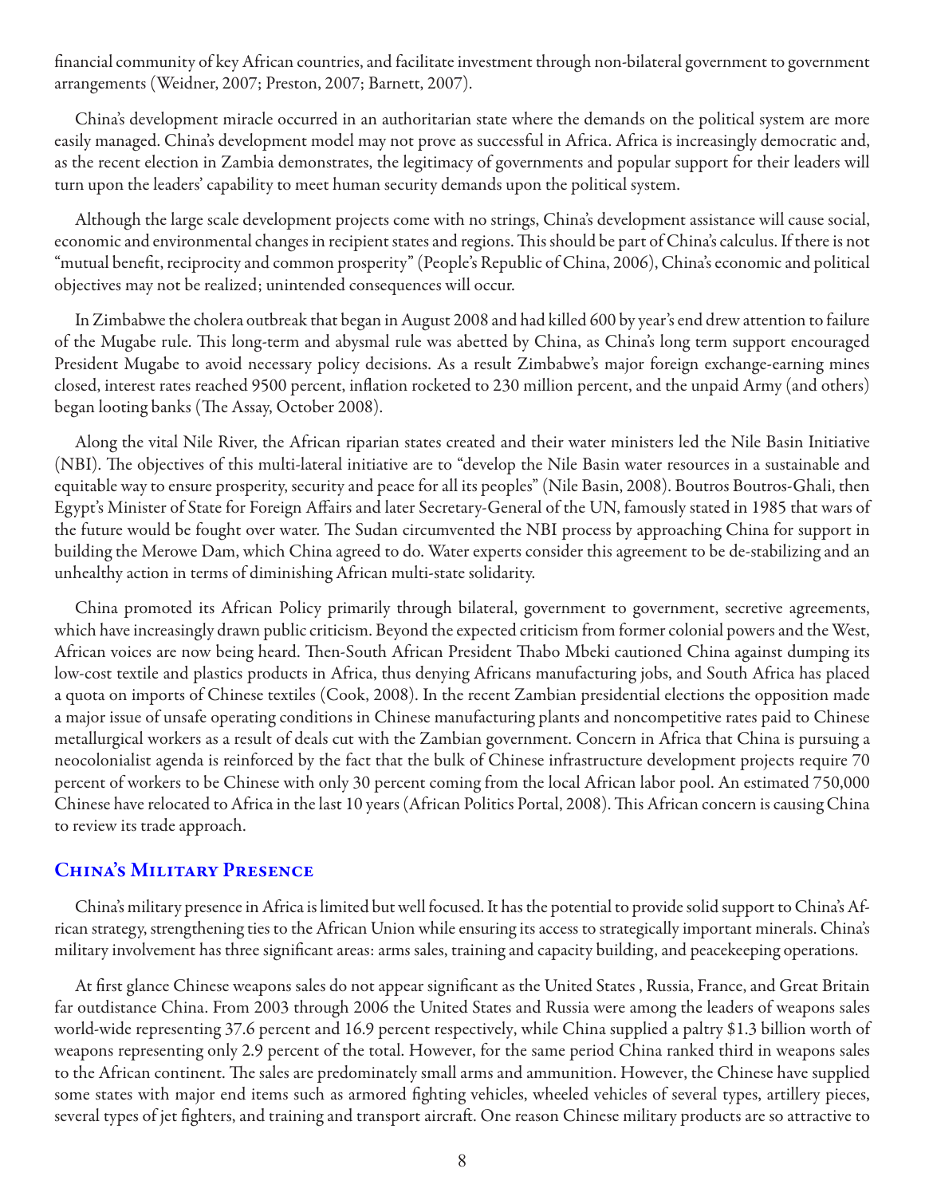financial community of key African countries, and facilitate investment through non-bilateral government to government arrangements (Weidner, 2007; Preston, 2007; Barnett, 2007).

China's development miracle occurred in an authoritarian state where the demands on the political system are more easily managed. China's development model may not prove as successful in Africa. Africa is increasingly democratic and, as the recent election in Zambia demonstrates, the legitimacy of governments and popular support for their leaders will turn upon the leaders' capability to meet human security demands upon the political system.

Although the large scale development projects come with no strings, China's development assistance will cause social, economic and environmental changes in recipient states and regions. This should be part of China's calculus. If there is not "mutual benefit, reciprocity and common prosperity" (People's Republic of China, 2006), China's economic and political objectives may not be realized; unintended consequences will occur.

In Zimbabwe the cholera outbreak that began in August 2008 and had killed 600 by year's end drew attention to failure of the Mugabe rule. This long-term and abysmal rule was abetted by China, as China's long term support encouraged President Mugabe to avoid necessary policy decisions. As a result Zimbabwe's major foreign exchange-earning mines closed, interest rates reached 9500 percent, inflation rocketed to 230 million percent, and the unpaid Army (and others) began looting banks (The Assay, October 2008).

Along the vital Nile River, the African riparian states created and their water ministers led the Nile Basin Initiative (NBI). The objectives of this multi-lateral initiative are to "develop the Nile Basin water resources in a sustainable and equitable way to ensure prosperity, security and peace for all its peoples" (Nile Basin, 2008). Boutros Boutros-Ghali, then Egypt's Minister of State for Foreign Affairs and later Secretary-General of the UN, famously stated in 1985 that wars of the future would be fought over water. The Sudan circumvented the NBI process by approaching China for support in building the Merowe Dam, which China agreed to do. Water experts consider this agreement to be de-stabilizing and an unhealthy action in terms of diminishing African multi-state solidarity.

China promoted its African Policy primarily through bilateral, government to government, secretive agreements, which have increasingly drawn public criticism. Beyond the expected criticism from former colonial powers and the West, African voices are now being heard. Then-South African President Thabo Mbeki cautioned China against dumping its low-cost textile and plastics products in Africa, thus denying Africans manufacturing jobs, and South Africa has placed a quota on imports of Chinese textiles (Cook, 2008). In the recent Zambian presidential elections the opposition made a major issue of unsafe operating conditions in Chinese manufacturing plants and noncompetitive rates paid to Chinese metallurgical workers as a result of deals cut with the Zambian government. Concern in Africa that China is pursuing a neocolonialist agenda is reinforced by the fact that the bulk of Chinese infrastructure development projects require 70 percent of workers to be Chinese with only 30 percent coming from the local African labor pool. An estimated 750,000 Chinese have relocated to Africa in the last 10 years (African Politics Portal, 2008). This African concern is causing China to review its trade approach.

## China's Military Presence

China's military presence in Africa is limited but well focused. It has the potential to provide solid support to China's African strategy, strengthening ties to the African Union while ensuring its access to strategically important minerals. China's military involvement has three significant areas: arms sales, training and capacity building, and peacekeeping operations.

At first glance Chinese weapons sales do not appear significant as the United States , Russia, France, and Great Britain far outdistance China. From 2003 through 2006 the United States and Russia were among the leaders of weapons sales world-wide representing 37.6 percent and 16.9 percent respectively, while China supplied a paltry $1.3 billion worth of weapons representing only 2.9 percent of the total. However, for the same period China ranked third in weapons sales to the African continent. The sales are predominately small arms and ammunition. However, the Chinese have supplied some states with major end items such as armored fighting vehicles, wheeled vehicles of several types, artillery pieces, several types of jet fighters, and training and transport aircraft. One reason Chinese military products are so attractive to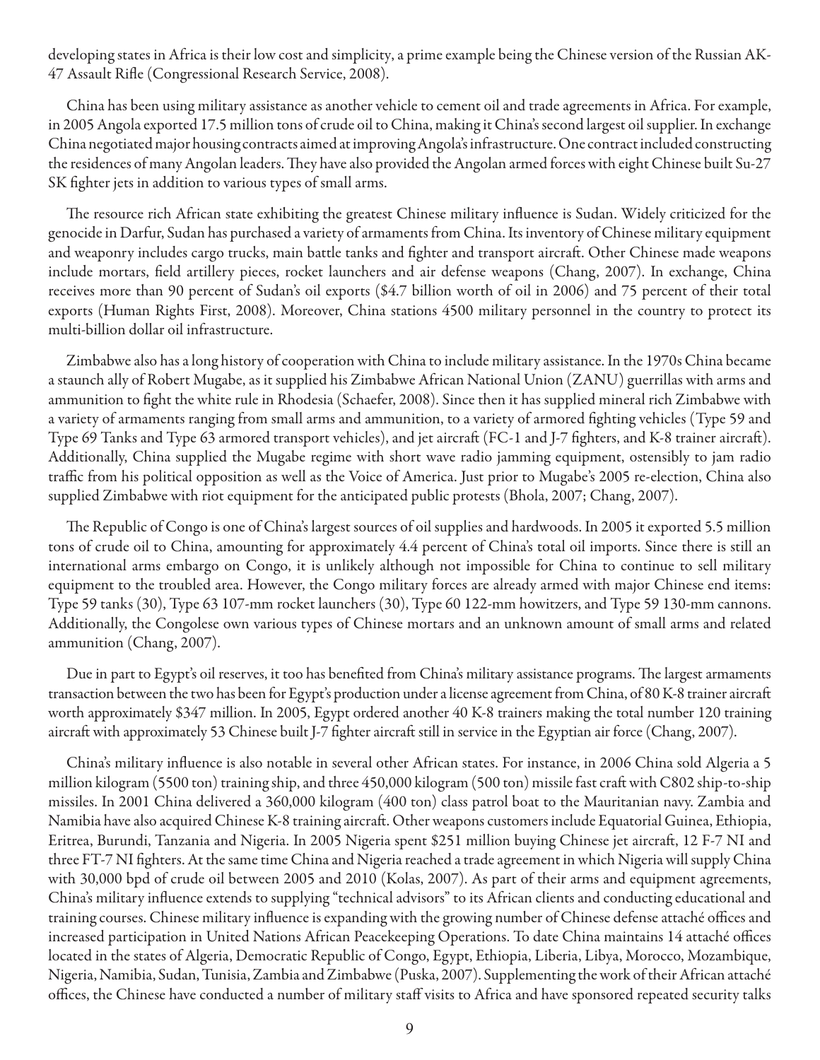developing states in Africa is their low cost and simplicity, a prime example being the Chinese version of the Russian AK-47 Assault Rifle (Congressional Research Service, 2008).

China has been using military assistance as another vehicle to cement oil and trade agreements in Africa. For example, in 2005 Angola exported 17.5 million tons of crude oil to China, making it China's second largest oil supplier. In exchange China negotiated major housing contracts aimed at improving Angola's infrastructure. One contract included constructing the residences of many Angolan leaders. They have also provided the Angolan armed forces with eight Chinese built Su-27 SK fighter jets in addition to various types of small arms.

The resource rich African state exhibiting the greatest Chinese military influence is Sudan. Widely criticized for the genocide in Darfur, Sudan has purchased a variety of armaments from China. Its inventory of Chinese military equipment and weaponry includes cargo trucks, main battle tanks and fighter and transport aircraft. Other Chinese made weapons include mortars, field artillery pieces, rocket launchers and air defense weapons (Chang, 2007). In exchange, China receives more than 90 percent of Sudan's oil exports ($4.7 billion worth of oil in 2006) and 75 percent of their total exports (Human Rights First, 2008). Moreover, China stations 4500 military personnel in the country to protect its multi-billion dollar oil infrastructure.

Zimbabwe also has a long history of cooperation with China to include military assistance. In the 1970s China became a staunch ally of Robert Mugabe, as it supplied his Zimbabwe African National Union (ZANU) guerrillas with arms and ammunition to fight the white rule in Rhodesia (Schaefer, 2008). Since then it has supplied mineral rich Zimbabwe with a variety of armaments ranging from small arms and ammunition, to a variety of armored fighting vehicles (Type 59 and Type 69 Tanks and Type 63 armored transport vehicles), and jet aircraft (FC-1 and J-7 fighters, and K-8 trainer aircraft). Additionally, China supplied the Mugabe regime with short wave radio jamming equipment, ostensibly to jam radio traffic from his political opposition as well as the Voice of America. Just prior to Mugabe's 2005 re-election, China also supplied Zimbabwe with riot equipment for the anticipated public protests (Bhola, 2007; Chang, 2007).

The Republic of Congo is one of China's largest sources of oil supplies and hardwoods. In 2005 it exported 5.5 million tons of crude oil to China, amounting for approximately 4.4 percent of China's total oil imports. Since there is still an international arms embargo on Congo, it is unlikely although not impossible for China to continue to sell military equipment to the troubled area. However, the Congo military forces are already armed with major Chinese end items: Type 59 tanks (30), Type 63 107-mm rocket launchers (30), Type 60 122-mm howitzers, and Type 59 130-mm cannons. Additionally, the Congolese own various types of Chinese mortars and an unknown amount of small arms and related ammunition (Chang, 2007).

Due in part to Egypt's oil reserves, it too has benefited from China's military assistance programs. The largest armaments transaction between the two has been for Egypt's production under a license agreement from China, of 80 K-8 trainer aircraft worth approximately $347 million. In 2005, Egypt ordered another 40 K-8 trainers making the total number 120 training aircraft with approximately 53 Chinese built J-7 fighter aircraft still in service in the Egyptian air force (Chang, 2007).

China's military influence is also notable in several other African states. For instance, in 2006 China sold Algeria a 5 million kilogram (5500 ton) training ship, and three 450,000 kilogram (500 ton) missile fast craft with C802 ship-to-ship missiles. In 2001 China delivered a 360,000 kilogram (400 ton) class patrol boat to the Mauritanian navy. Zambia and Namibia have also acquired Chinese K-8 training aircraft. Other weapons customers include Equatorial Guinea, Ethiopia, Eritrea, Burundi, Tanzania and Nigeria. In 2005 Nigeria spent $251 million buying Chinese jet aircraft, 12 F-7 NI and three FT-7 NI fighters. At the same time China and Nigeria reached a trade agreement in which Nigeria will supply China with 30,000 bpd of crude oil between 2005 and 2010 (Kolas, 2007). As part of their arms and equipment agreements, China's military influence extends to supplying "technical advisors" to its African clients and conducting educational and training courses. Chinese military influence is expanding with the growing number of Chinese defense attaché offices and increased participation in United Nations African Peacekeeping Operations. To date China maintains 14 attaché offices located in the states of Algeria, Democratic Republic of Congo, Egypt, Ethiopia, Liberia, Libya, Morocco, Mozambique, Nigeria, Namibia, Sudan, Tunisia, Zambia and Zimbabwe (Puska, 2007). Supplementing the work of their African attaché offices, the Chinese have conducted a number of military staff visits to Africa and have sponsored repeated security talks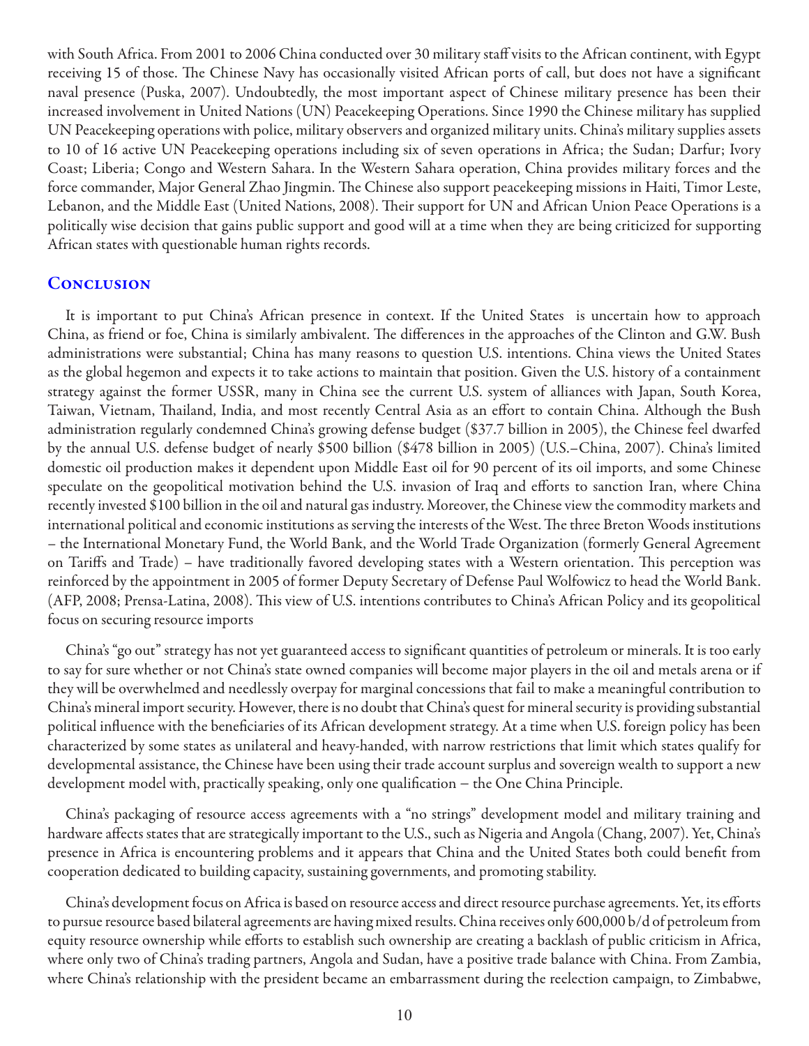with South Africa. From 2001 to 2006 China conducted over 30 military staff visits to the African continent, with Egypt receiving 15 of those. The Chinese Navy has occasionally visited African ports of call, but does not have a significant naval presence (Puska, 2007). Undoubtedly, the most important aspect of Chinese military presence has been their increased involvement in United Nations (UN) Peacekeeping Operations. Since 1990 the Chinese military has supplied UN Peacekeeping operations with police, military observers and organized military units. China's military supplies assets to 10 of 16 active UN Peacekeeping operations including six of seven operations in Africa; the Sudan; Darfur; Ivory Coast; Liberia; Congo and Western Sahara. In the Western Sahara operation, China provides military forces and the force commander, Major General Zhao Jingmin. The Chinese also support peacekeeping missions in Haiti, Timor Leste, Lebanon, and the Middle East (United Nations, 2008). Their support for UN and African Union Peace Operations is a politically wise decision that gains public support and good will at a time when they are being criticized for supporting African states with questionable human rights records.

## Conclusion

It is important to put China's African presence in context. If the United States is uncertain how to approach China, as friend or foe, China is similarly ambivalent. The differences in the approaches of the Clinton and G.W. Bush administrations were substantial; China has many reasons to question U.S. intentions. China views the United States as the global hegemon and expects it to take actions to maintain that position. Given the U.S. history of a containment strategy against the former USSR, many in China see the current U.S. system of alliances with Japan, South Korea, Taiwan, Vietnam, Thailand, India, and most recently Central Asia as an effort to contain China. Although the Bush administration regularly condemned China's growing defense budget ($37.7 billion in 2005), the Chinese feel dwarfed by the annual U.S. defense budget of nearly $500 billion ($478 billion in 2005) (U.S.–China, 2007). China's limited domestic oil production makes it dependent upon Middle East oil for 90 percent of its oil imports, and some Chinese speculate on the geopolitical motivation behind the U.S. invasion of Iraq and efforts to sanction Iran, where China recently invested $100 billion in the oil and natural gas industry. Moreover, the Chinese view the commodity markets and international political and economic institutions as serving the interests of the West. The three Breton Woods institutions – the International Monetary Fund, the World Bank, and the World Trade Organization (formerly General Agreement on Tariffs and Trade) – have traditionally favored developing states with a Western orientation. This perception was reinforced by the appointment in 2005 of former Deputy Secretary of Defense Paul Wolfowicz to head the World Bank. (AFP, 2008; Prensa-Latina, 2008). This view of U.S. intentions contributes to China's African Policy and its geopolitical focus on securing resource imports

China's "go out" strategy has not yet guaranteed access to significant quantities of petroleum or minerals. It is too early to say for sure whether or not China's state owned companies will become major players in the oil and metals arena or if they will be overwhelmed and needlessly overpay for marginal concessions that fail to make a meaningful contribution to China's mineral import security. However, there is no doubt that China's quest for mineral security is providing substantial political influence with the beneficiaries of its African development strategy. At a time when U.S. foreign policy has been characterized by some states as unilateral and heavy-handed, with narrow restrictions that limit which states qualify for developmental assistance, the Chinese have been using their trade account surplus and sovereign wealth to support a new development model with, practically speaking, only one qualification – the One China Principle.

China's packaging of resource access agreements with a "no strings" development model and military training and hardware affects states that are strategically important to the U.S., such as Nigeria and Angola (Chang, 2007). Yet, China's presence in Africa is encountering problems and it appears that China and the United States both could benefit from cooperation dedicated to building capacity, sustaining governments, and promoting stability.

China's development focus on Africa is based on resource access and direct resource purchase agreements. Yet, its efforts to pursue resource based bilateral agreements are having mixed results. China receives only 600,000 b/d of petroleum from equity resource ownership while efforts to establish such ownership are creating a backlash of public criticism in Africa, where only two of China's trading partners, Angola and Sudan, have a positive trade balance with China. From Zambia, where China's relationship with the president became an embarrassment during the reelection campaign, to Zimbabwe,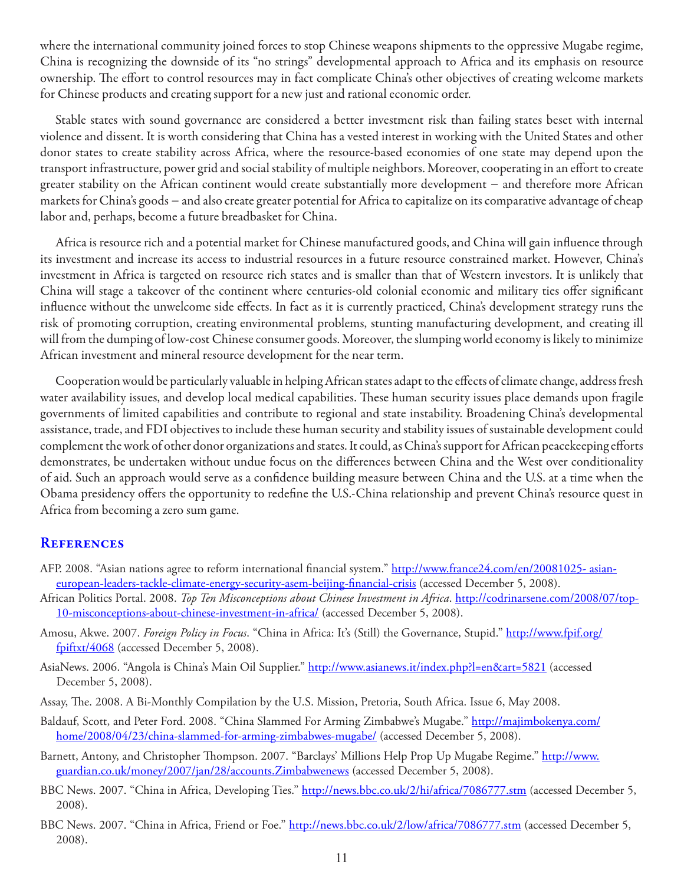where the international community joined forces to stop Chinese weapons shipments to the oppressive Mugabe regime, China is recognizing the downside of its "no strings" developmental approach to Africa and its emphasis on resource ownership. The effort to control resources may in fact complicate China's other objectives of creating welcome markets for Chinese products and creating support for a new just and rational economic order.

Stable states with sound governance are considered a better investment risk than failing states beset with internal violence and dissent. It is worth considering that China has a vested interest in working with the United States and other donor states to create stability across Africa, where the resource-based economies of one state may depend upon the transport infrastructure, power grid and social stability of multiple neighbors. Moreover, cooperating in an effort to create greater stability on the African continent would create substantially more development – and therefore more African markets for China's goods – and also create greater potential for Africa to capitalize on its comparative advantage of cheap labor and, perhaps, become a future breadbasket for China.

Africa is resource rich and a potential market for Chinese manufactured goods, and China will gain influence through its investment and increase its access to industrial resources in a future resource constrained market. However, China's investment in Africa is targeted on resource rich states and is smaller than that of Western investors. It is unlikely that China will stage a takeover of the continent where centuries-old colonial economic and military ties offer significant influence without the unwelcome side effects. In fact as it is currently practiced, China's development strategy runs the risk of promoting corruption, creating environmental problems, stunting manufacturing development, and creating ill will from the dumping of low-cost Chinese consumer goods. Moreover, the slumping world economy is likely to minimize African investment and mineral resource development for the near term.

Cooperation would be particularly valuable in helping African states adapt to the effects of climate change, address fresh water availability issues, and develop local medical capabilities. These human security issues place demands upon fragile governments of limited capabilities and contribute to regional and state instability. Broadening China's developmental assistance, trade, and FDI objectives to include these human security and stability issues of sustainable development could complement the work of other donor organizations and states. It could, as China's support for African peacekeeping efforts demonstrates, be undertaken without undue focus on the differences between China and the West over conditionality of aid. Such an approach would serve as a confidence building measure between China and the U.S. at a time when the Obama presidency offers the opportunity to redefine the U.S.-China relationship and prevent China's resource quest in Africa from becoming a zero sum game.

## References

AFP. 2008. "Asian nations agree to reform international financial system." http://www.france24.com/en/20081025- asian-european-leaders-tackle-climate-energy-security-asem-beijing-financial-crisis (accessed December 5, 2008).

African Politics Portal. 2008. *Top Ten Misconceptions about Chinese Investment in Africa*. http://codrinarsene.com/2008/07/top-10-misconceptions-about-chinese-investment-in-africa/ (accessed December 5, 2008).

Amosu, Akwe. 2007. *Foreign Policy in Focus*. "China in Africa: It's (Still) the Governance, Stupid." http://www.fpif.org/fpiftxt/4068 (accessed December 5, 2008).

AsiaNews. 2006. "Angola is China's Main Oil Supplier." http://www.asianews.it/index.php?l=en&art=5821 (accessed December 5, 2008).

Assay, The. 2008. A Bi-Monthly Compilation by the U.S. Mission, Pretoria, South Africa. Issue 6, May 2008.

Baldauf, Scott, and Peter Ford. 2008. "China Slammed For Arming Zimbabwe's Mugabe." http://majimbokenya.com/home/2008/04/23/china-slammed-for-arming-zimbabwes-mugabe/ (accessed December 5, 2008).

Barnett, Antony, and Christopher Thompson. 2007. "Barclays' Millions Help Prop Up Mugabe Regime." http://www.guardian.co.uk/money/2007/jan/28/accounts.Zimbabwenews (accessed December 5, 2008).

BBC News. 2007. "China in Africa, Developing Ties." http://news.bbc.co.uk/2/hi/africa/7086777.stm (accessed December 5, 2008).

BBC News. 2007. "China in Africa, Friend or Foe." http://news.bbc.co.uk/2/low/africa/7086777.stm (accessed December 5, 2008).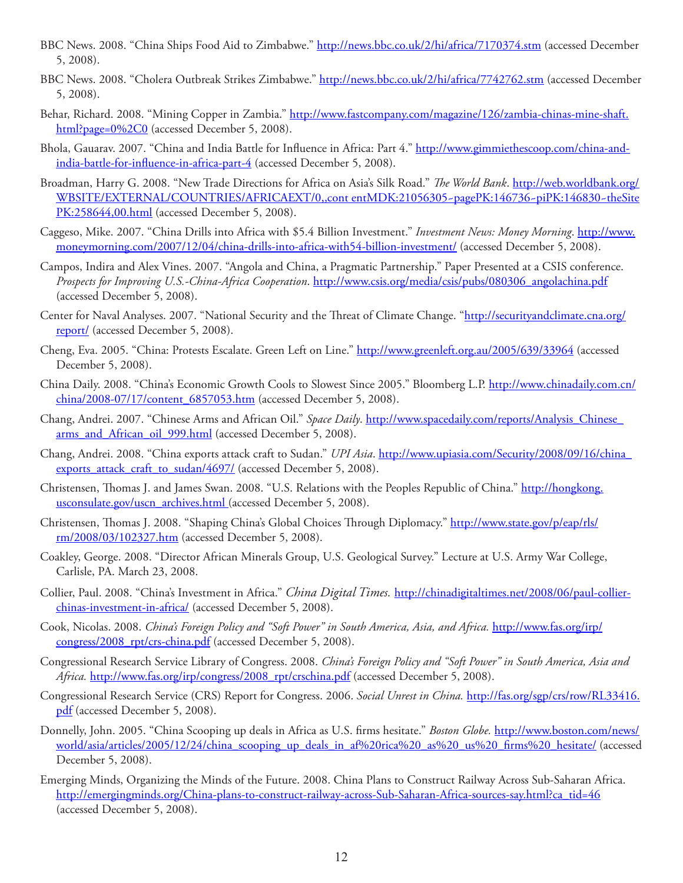BBC News. 2008. "China Ships Food Aid to Zimbabwe." http://news.bbc.co.uk/2/hi/africa/7170374.stm (accessed December 5, 2008).

BBC News. 2008. "Cholera Outbreak Strikes Zimbabwe." http://news.bbc.co.uk/2/hi/africa/7742762.stm (accessed December 5, 2008).

Behar, Richard. 2008. "Mining Copper in Zambia." http://www.fastcompany.com/magazine/126/zambia-chinas-mine-shaft.html?page=0%2C0 (accessed December 5, 2008).

Bhola, Gauarav. 2007. "China and India Battle for Influence in Africa: Part 4." http://www.gimmiethescoop.com/china-and-india-battle-for-influence-in-africa-part-4 (accessed December 5, 2008).

Broadman, Harry G. 2008. "New Trade Directions for Africa on Asia's Silk Road." *The World Bank*. http://web.worldbank.org/WBSITE/EXTERNAL/COUNTRIES/AFRICAEXT/0,,cont entMDK:21056305~pagePK:146736~piPK:146830~theSitePK:258644,00.html (accessed December 5, 2008).

Caggeso, Mike. 2007. "China Drills into Africa with $5.4 Billion Investment." *Investment News: Money Morning*. http://www.moneymorning.com/2007/12/04/china-drills-into-africa-with54-billion-investment/ (accessed December 5, 2008).

Campos, Indira and Alex Vines. 2007. "Angola and China, a Pragmatic Partnership." Paper Presented at a CSIS conference. *Prospects for Improving U.S.-China-Africa Cooperation*. http://www.csis.org/media/csis/pubs/080306_angolachina.pdf (accessed December 5, 2008).

Center for Naval Analyses. 2007. "National Security and the Threat of Climate Change. "http://securityandclimate.cna.org/report/ (accessed December 5, 2008).

Cheng, Eva. 2005. "China: Protests Escalate. Green Left on Line." http://www.greenleft.org.au/2005/639/33964 (accessed December 5, 2008).

China Daily. 2008. "China's Economic Growth Cools to Slowest Since 2005." Bloomberg L.P. http://www.chinadaily.com.cn/china/2008-07/17/content_6857053.htm (accessed December 5, 2008).

Chang, Andrei. 2007. "Chinese Arms and African Oil." *Space Daily*. http://www.spacedaily.com/reports/Analysis_Chinese_arms_and_African_oil_999.html (accessed December 5, 2008).

Chang, Andrei. 2008. "China exports attack craft to Sudan." *UPI Asia*. http://www.upiasia.com/Security/2008/09/16/china_exports_attack_craft_to_sudan/4697/ (accessed December 5, 2008).

Christensen, Thomas J. and James Swan. 2008. "U.S. Relations with the Peoples Republic of China." http://hongkong.usconsulate.gov/uscn_archives.html (accessed December 5, 2008).

Christensen, Thomas J. 2008. "Shaping China's Global Choices Through Diplomacy." http://www.state.gov/p/eap/rls/rm/2008/03/102327.htm (accessed December 5, 2008).

Coakley, George. 2008. "Director African Minerals Group, U.S. Geological Survey." Lecture at U.S. Army War College, Carlisle, PA. March 23, 2008.

Collier, Paul. 2008. "China's Investment in Africa." *China Digital Times.* http://chinadigitaltimes.net/2008/06/paul-collier-chinas-investment-in-africa/ (accessed December 5, 2008).

Cook, Nicolas. 2008. *China's Foreign Policy and "Soft Power" in South America, Asia, and Africa.* http://www.fas.org/irp/congress/2008_rpt/crs-china.pdf (accessed December 5, 2008).

Congressional Research Service Library of Congress. 2008. *China's Foreign Policy and "Soft Power" in South America, Asia and Africa.* http://www.fas.org/irp/congress/2008_rpt/crschina.pdf (accessed December 5, 2008).

Congressional Research Service (CRS) Report for Congress. 2006. *Social Unrest in China.* http://fas.org/sgp/crs/row/RL33416.pdf (accessed December 5, 2008).

Donnelly, John. 2005. "China Scooping up deals in Africa as U.S. firms hesitate." *Boston Globe.* http://www.boston.com/news/world/asia/articles/2005/12/24/china_scooping_up_deals_in_af%20rica%20_as%20_us%20_firms%20_hesitate/ (accessed December 5, 2008).

Emerging Minds, Organizing the Minds of the Future. 2008. China Plans to Construct Railway Across Sub-Saharan Africa. http://emergingminds.org/China-plans-to-construct-railway-across-Sub-Saharan-Africa-sources-say.html?ca_tid=46 (accessed December 5, 2008).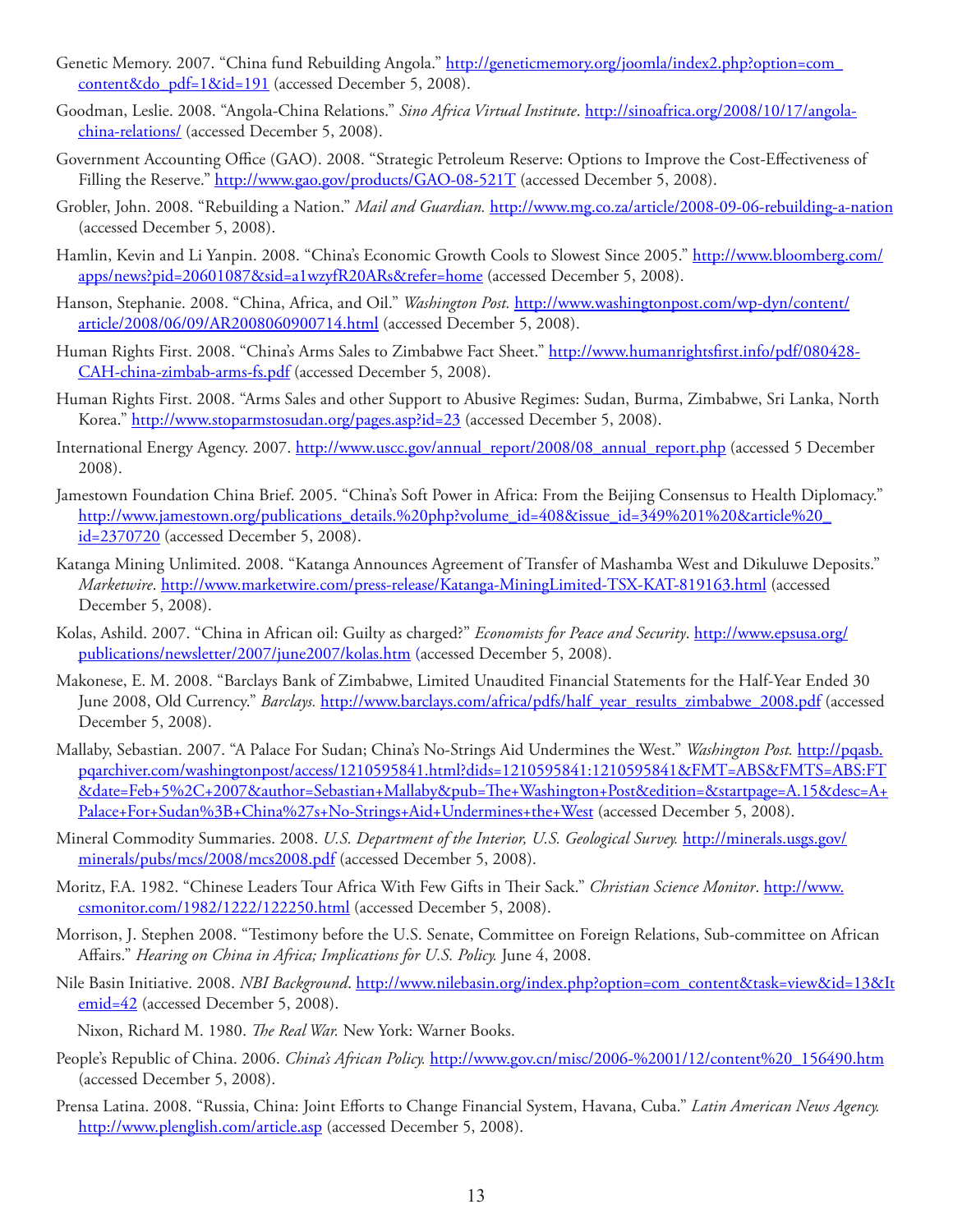Genetic Memory. 2007. "China fund Rebuilding Angola." http://geneticmemory.org/joomla/index2.php?option=com_content&do_pdf=1&id=191 (accessed December 5, 2008).

Goodman, Leslie. 2008. "Angola-China Relations." *Sino Africa Virtual Institute*. http://sinoafrica.org/2008/10/17/angola-china-relations/ (accessed December 5, 2008).

Government Accounting Office (GAO). 2008. "Strategic Petroleum Reserve: Options to Improve the Cost-Effectiveness of Filling the Reserve." http://www.gao.gov/products/GAO-08-521T (accessed December 5, 2008).

Grobler, John. 2008. "Rebuilding a Nation." *Mail and Guardian.* http://www.mg.co.za/article/2008-09-06-rebuilding-a-nation (accessed December 5, 2008).

Hamlin, Kevin and Li Yanpin. 2008. "China's Economic Growth Cools to Slowest Since 2005." http://www.bloomberg.com/apps/news?pid=20601087&sid=a1wzyfR20ARs&refer=home (accessed December 5, 2008).

Hanson, Stephanie. 2008. "China, Africa, and Oil." *Washington Post.* http://www.washingtonpost.com/wp-dyn/content/article/2008/06/09/AR2008060900714.html (accessed December 5, 2008).

Human Rights First. 2008. "China's Arms Sales to Zimbabwe Fact Sheet." http://www.humanrightsfirst.info/pdf/080428-CAH-china-zimbab-arms-fs.pdf (accessed December 5, 2008).

Human Rights First. 2008. "Arms Sales and other Support to Abusive Regimes: Sudan, Burma, Zimbabwe, Sri Lanka, North Korea." http://www.stoparmstosudan.org/pages.asp?id=23 (accessed December 5, 2008).

International Energy Agency. 2007. http://www.uscc.gov/annual_report/2008/08_annual_report.php (accessed 5 December 2008).

Jamestown Foundation China Brief. 2005. "China's Soft Power in Africa: From the Beijing Consensus to Health Diplomacy." http://www.jamestown.org/publications_details.%20php?volume_id=408&issue_id=349%201%20&article%20_id=2370720 (accessed December 5, 2008).

Katanga Mining Unlimited. 2008. "Katanga Announces Agreement of Transfer of Mashamba West and Dikuluwe Deposits." *Marketwire*. http://www.marketwire.com/press-release/Katanga-MiningLimited-TSX-KAT-819163.html (accessed December 5, 2008).

Kolas, Ashild. 2007. "China in African oil: Guilty as charged?" *Economists for Peace and Security*. http://www.epsusa.org/publications/newsletter/2007/june2007/kolas.htm (accessed December 5, 2008).

Makonese, E. M. 2008. "Barclays Bank of Zimbabwe, Limited Unaudited Financial Statements for the Half-Year Ended 30 June 2008, Old Currency." *Barclays.* http://www.barclays.com/africa/pdfs/half_year_results_zimbabwe_2008.pdf (accessed December 5, 2008).

Mallaby, Sebastian. 2007. "A Palace For Sudan; China's No-Strings Aid Undermines the West." *Washington Post.* http://pqasb.pqarchiver.com/washingtonpost/access/1210595841.html?dids=1210595841:1210595841&FMT=ABS&FMTS=ABS:FT&date=Feb+5%2C+2007&author=Sebastian+Mallaby&pub=The+Washington+Post&edition=&startpage=A.15&desc=A+Palace+For+Sudan%3B+China%27s+No-Strings+Aid+Undermines+the+West (accessed December 5, 2008).

Mineral Commodity Summaries. 2008. *U.S. Department of the Interior, U.S. Geological Survey.* http://minerals.usgs.gov/minerals/pubs/mcs/2008/mcs2008.pdf (accessed December 5, 2008).

Moritz, F.A. 1982. "Chinese Leaders Tour Africa With Few Gifts in Their Sack." *Christian Science Monitor*. http://www.csmonitor.com/1982/1222/122250.html (accessed December 5, 2008).

Morrison, J. Stephen 2008. "Testimony before the U.S. Senate, Committee on Foreign Relations, Sub-committee on African Affairs." *Hearing on China in Africa; Implications for U.S. Policy.* June 4, 2008.

Nile Basin Initiative. 2008. *NBI Background*. http://www.nilebasin.org/index.php?option=com_content&task=view&id=13&Itemid=42 (accessed December 5, 2008).

Nixon, Richard M. 1980. *The Real War.* New York: Warner Books.

People's Republic of China. 2006. *China's African Policy.* http://www.gov.cn/misc/2006-%2001/12/content%20_156490.htm (accessed December 5, 2008).

Prensa Latina. 2008. "Russia, China: Joint Efforts to Change Financial System, Havana, Cuba." *Latin American News Agency.* http://www.plenglish.com/article.asp (accessed December 5, 2008).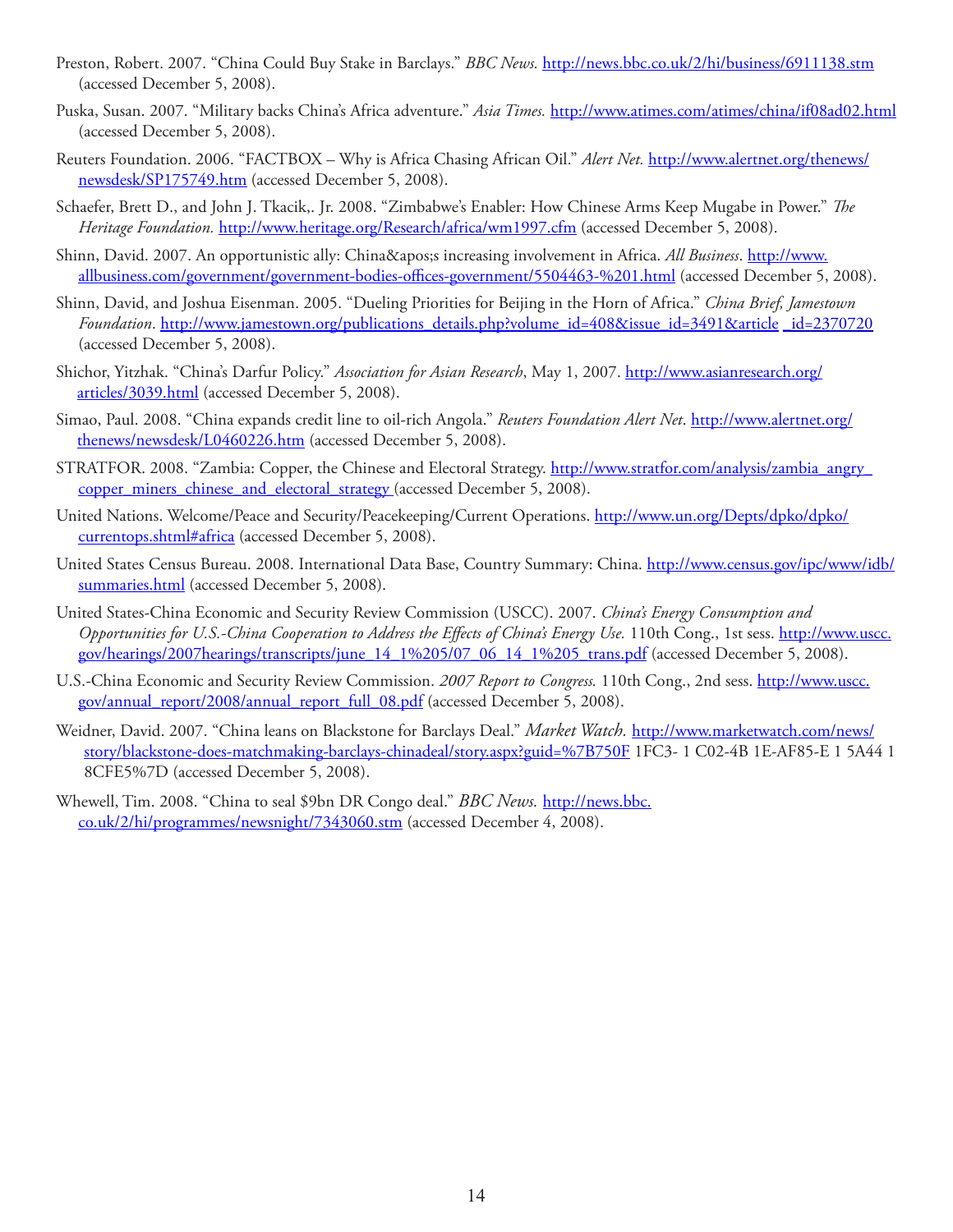Preston, Robert. 2007. "China Could Buy Stake in Barclays." *BBC News.* http://news.bbc.co.uk/2/hi/business/6911138.stm (accessed December 5, 2008).

Puska, Susan. 2007. "Military backs China's Africa adventure." *Asia Times.* http://www.atimes.com/atimes/china/if08ad02.html (accessed December 5, 2008).

Reuters Foundation. 2006. "FACTBOX – Why is Africa Chasing African Oil." *Alert Net.* http://www.alertnet.org/thenews/newsdesk/SP175749.htm (accessed December 5, 2008).

Schaefer, Brett D., and John J. Tkacik,. Jr. 2008. "Zimbabwe's Enabler: How Chinese Arms Keep Mugabe in Power." *The Heritage Foundation.* http://www.heritage.org/Research/africa/wm1997.cfm (accessed December 5, 2008).

Shinn, David. 2007. An opportunistic ally: China&apos;s increasing involvement in Africa. *All Business*. http://www.allbusiness.com/government/government-bodies-offices-government/5504463-%201.html (accessed December 5, 2008).

Shinn, David, and Joshua Eisenman. 2005. "Dueling Priorities for Beijing in the Horn of Africa." *China Brief, Jamestown Foundation*. http://www.jamestown.org/publications_details.php?volume_id=408&issue_id=3491&article _id=2370720 (accessed December 5, 2008).

Shichor, Yitzhak. "China's Darfur Policy." *Association for Asian Research*, May 1, 2007. http://www.asianresearch.org/articles/3039.html (accessed December 5, 2008).

Simao, Paul. 2008. "China expands credit line to oil-rich Angola." *Reuters Foundation Alert Net*. http://www.alertnet.org/thenews/newsdesk/L0460226.htm (accessed December 5, 2008).

STRATFOR. 2008. "Zambia: Copper, the Chinese and Electoral Strategy. http://www.stratfor.com/analysis/zambia_angry_copper_miners_chinese_and_electoral_strategy (accessed December 5, 2008).

United Nations. Welcome/Peace and Security/Peacekeeping/Current Operations. http://www.un.org/Depts/dpko/dpko/currentops.shtml#africa (accessed December 5, 2008).

United States Census Bureau. 2008. International Data Base, Country Summary: China. http://www.census.gov/ipc/www/idb/summaries.html (accessed December 5, 2008).

United States-China Economic and Security Review Commission (USCC). 2007. *China's Energy Consumption and Opportunities for U.S.-China Cooperation to Address the Effects of China's Energy Use.* 110th Cong., 1st sess. http://www.uscc.gov/hearings/2007hearings/transcripts/june_14_1%205/07_06_14_1%205_trans.pdf (accessed December 5, 2008).

U.S.-China Economic and Security Review Commission. *2007 Report to Congress.* 110th Cong., 2nd sess. http://www.uscc.gov/annual_report/2008/annual_report_full_08.pdf (accessed December 5, 2008).

Weidner, David. 2007. "China leans on Blackstone for Barclays Deal." *Market Watch.* http://www.marketwatch.com/news/story/blackstone-does-matchmaking-barclays-chinadeal/story.aspx?guid=%7B750F 1FC3- 1 C02-4B 1E-AF85-E 1 5A44 1 8CFE5%7D (accessed December 5, 2008).

Whewell, Tim. 2008. "China to seal $9bn DR Congo deal." *BBC News.* http://news.bbc.co.uk/2/hi/programmes/newsnight/7343060.stm (accessed December 4, 2008).